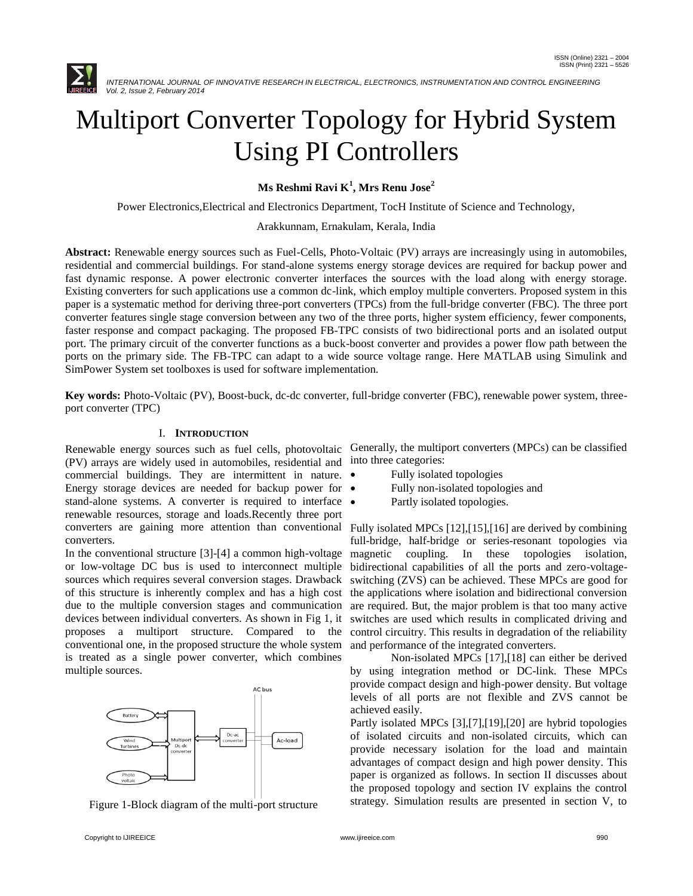# Multiport Converter Topology for Hybrid System Using PI Controllers

**Ms Reshmi Ravi K[1], Mrs Renu Jose[2]**

Power Electronics,Electrical and Electronics Department, TocH Institute of Science and Technology,

Arakkunnam, Ernakulam, Kerala, India

**Abstract:** Renewable energy sources such as Fuel-Cells, Photo-Voltaic (PV) arrays are increasingly using in automobiles, residential and commercial buildings. For stand-alone systems energy storage devices are required for backup power and fast dynamic response. A power electronic converter interfaces the sources with the load along with energy storage. Existing converters for such applications use a common dc-link, which employ multiple converters. Proposed system in this paper is a systematic method for deriving three-port converters (TPCs) from the full-bridge converter (FBC). The three port converter features single stage conversion between any two of the three ports, higher system efficiency, fewer components, faster response and compact packaging. The proposed FB-TPC consists of two bidirectional ports and an isolated output port. The primary circuit of the converter functions as a buck-boost converter and provides a power flow path between the ports on the primary side. The FB-TPC can adapt to a wide source voltage range. Here MATLAB using Simulink and SimPower System set toolboxes is used for software implementation.

**Key words:** Photo-Voltaic (PV), Boost-buck, dc-dc converter, full-bridge converter (FBC), renewable power system, three-port converter (TPC)

## I. INTRODUCTION

Renewable energy sources such as fuel cells, photovoltaic (PV) arrays are widely used in automobiles, residential and commercial buildings. They are intermittent in nature. Energy storage devices are needed for backup power for stand-alone systems. A converter is required to interface renewable resources, storage and loads.Recently three port converters are gaining more attention than conventional converters.

In the conventional structure [3]-[4] a common high-voltage or low-voltage DC bus is used to interconnect multiple sources which requires several conversion stages. Drawback of this structure is inherently complex and has a high cost due to the multiple conversion stages and communication devices between individual converters. As shown in Fig 1, it proposes a multiport structure. Compared to the conventional one, in the proposed structure the whole system is treated as a single power converter, which combines multiple sources.

Figure 1-Block diagram of the multi-port structure

Generally, the multiport converters (MPCs) can be classified into three categories:

- Fully isolated topologies
- Fully non-isolated topologies and
- Partly isolated topologies.

Fully isolated MPCs [12],[15],[16] are derived by combining full-bridge, half-bridge or series-resonant topologies via magnetic coupling. In these topologies isolation, bidirectional capabilities of all the ports and zero-voltage-switching (ZVS) can be achieved. These MPCs are good for the applications where isolation and bidirectional conversion are required. But, the major problem is that too many active switches are used which results in complicated driving and control circuitry. This results in degradation of the reliability and performance of the integrated converters.

Non-isolated MPCs [17],[18] can either be derived by using integration method or DC-link. These MPCs provide compact design and high-power density. But voltage levels of all ports are not flexible and ZVS cannot be achieved easily.

Partly isolated MPCs [3],[7],[19],[20] are hybrid topologies of isolated circuits and non-isolated circuits, which can provide necessary isolation for the load and maintain advantages of compact design and high power density. This paper is organized as follows. In section II discusses about the proposed topology and section IV explains the control strategy. Simulation results are presented in section V, to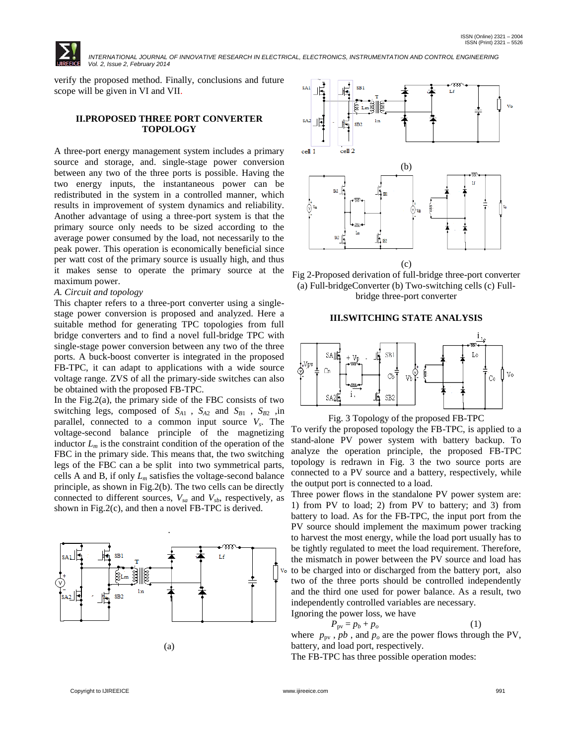verify the proposed method. Finally, conclusions and future scope will be given in VI and VII.

## II.PROPOSED THREE PORT CONVERTER TOPOLOGY

A three-port energy management system includes a primary source and storage, and. single-stage power conversion between any two of the three ports is possible. Having the two energy inputs, the instantaneous power can be redistributed in the system in a controlled manner, which results in improvement of system dynamics and reliability. Another advantage of using a three-port system is that the primary source only needs to be sized according to the average power consumed by the load, not necessarily to the peak power. This operation is economically beneficial since per watt cost of the primary source is usually high, and thus it makes sense to operate the primary source at the maximum power.

*A. Circuit and topology*

This chapter refers to a three-port converter using a single-stage power conversion is proposed and analyzed. Here a suitable method for generating TPC topologies from full bridge converters and to find a novel full-bridge TPC with single-stage power conversion between any two of the three ports. A buck-boost converter is integrated in the proposed FB-TPC, it can adapt to applications with a wide source voltage range. ZVS of all the primary-side switches can also be obtained with the proposed FB-TPC.

In the Fig.2(a), the primary side of the FBC consists of two switching legs, composed of $S_{A1}$ , $S_{A2}$ and $S_{B1}$ , $S_{B2}$ ,in parallel, connected to a common input source $V_s$. The voltage-second balance principle of the magnetizing inductor $L_m$ is the constraint condition of the operation of the FBC in the primary side. This means that, the two switching legs of the FBC can a be split into two symmetrical parts, cells A and B, if only $L_m$ satisfies the voltage-second balance principle, as shown in Fig.2(b). The two cells can be directly connected to different sources, $V_{sa}$ and $V_{sb}$, respectively, as shown in Fig.2(c), and then a novel FB-TPC is derived.

(a)

(b)

(c)

Fig 2-Proposed derivation of full-bridge three-port converter (a) Full-bridgeConverter (b) Two-switching cells (c) Full-bridge three-port converter

## III.SWITCHING STATE ANALYSIS

Fig. 3 Topology of the proposed FB-TPC

To verify the proposed topology the FB-TPC, is applied to a stand-alone PV power system with battery backup. To analyze the operation principle, the proposed FB-TPC topology is redrawn in Fig. 3 the two source ports are connected to a PV source and a battery, respectively, while the output port is connected to a load.

Three power flows in the standalone PV power system are: 1) from PV to load; 2) from PV to battery; and 3) from battery to load. As for the FB-TPC, the input port from the PV source should implement the maximum power tracking to harvest the most energy, while the load port usually has to be tightly regulated to meet the load requirement. Therefore, the mismatch in power between the PV source and load has to be charged into or discharged from the battery port, also two of the three ports should be controlled independently and the third one used for power balance. As a result, two independently controlled variables are necessary.

Ignoring the power loss, we have

$$P_{pv} = p_b + p_o \qquad (1)$$

where $p_{pv}$ , $pb$ , and $p_o$ are the power flows through the PV, battery, and load port, respectively.

The FB-TPC has three possible operation modes: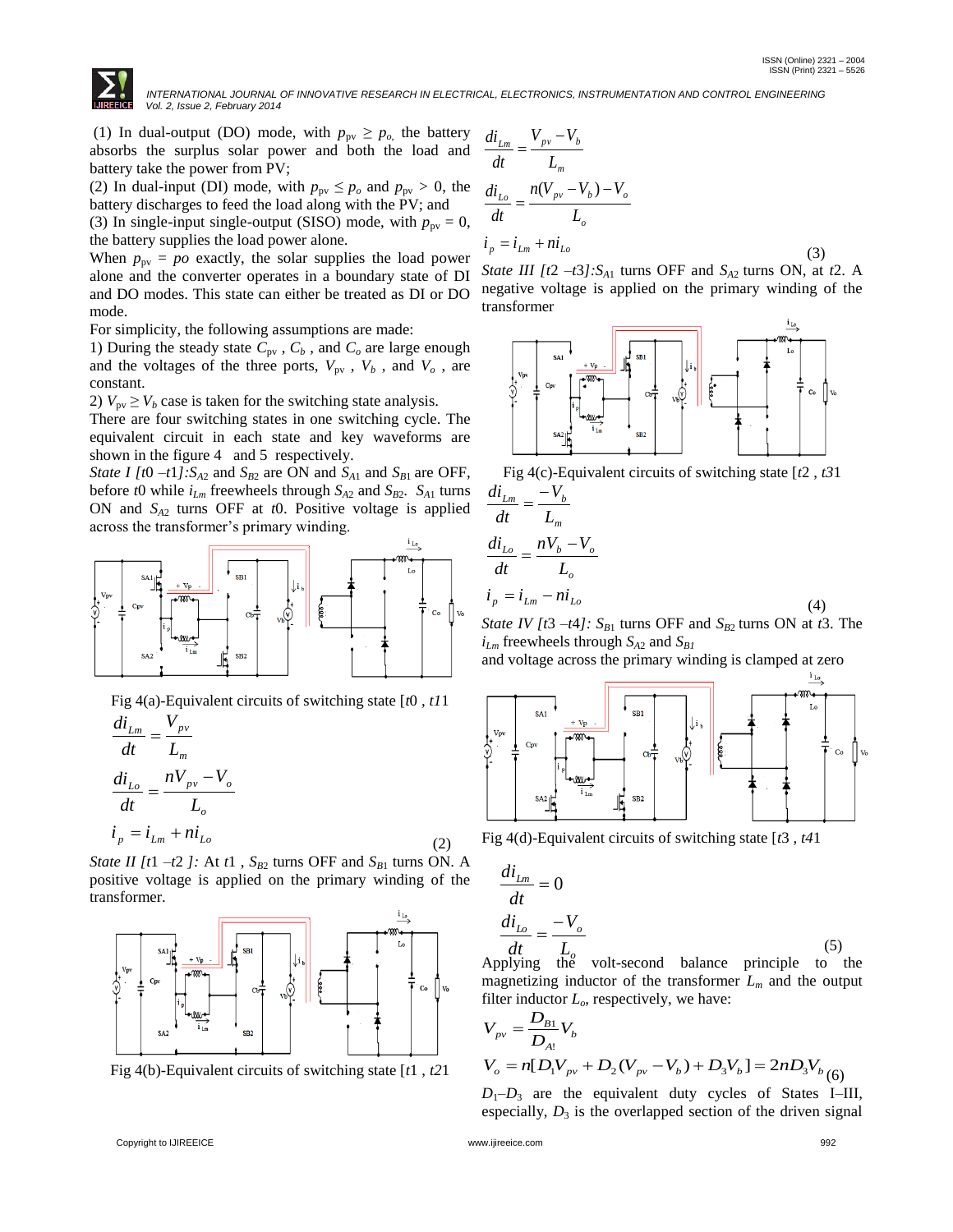(1) In dual-output (DO) mode, with $p_{pv} \geq p_o$, the battery absorbs the surplus solar power and both the load and battery take the power from PV;

(2) In dual-input (DI) mode, with $p_{pv} \leq p_o$ and $p_{pv} > 0$, the battery discharges to feed the load along with the PV; and

(3) In single-input single-output (SISO) mode, with $p_{pv} = 0$, the battery supplies the load power alone.

When $p_{pv} = po$ exactly, the solar supplies the load power alone and the converter operates in a boundary state of DI and DO modes. This state can either be treated as DI or DO mode.

For simplicity, the following assumptions are made:

1) During the steady state $C_{pv}$ , $C_b$ , and $C_o$ are large enough and the voltages of the three ports, $V_{pv}$ , $V_b$ , and $V_o$ , are constant.

2) $V_{pv} \geq V_b$ case is taken for the switching state analysis.

There are four switching states in one switching cycle. The equivalent circuit in each state and key waveforms are shown in the figure 4 and 5 respectively.

*State I [t0 –t1]:* $S_{A2}$ and $S_{B2}$ are ON and $S_{A1}$ and $S_{B1}$ are OFF, before $t0$ while $i_{Lm}$ freewheels through $S_{A2}$ and $S_{B2}$. $S_{A1}$ turns ON and $S_{A2}$ turns OFF at $t0$. Positive voltage is applied across the transformer's primary winding.

Fig 4(a)-Equivalent circuits of switching state [$t0$ , $t1$]

$$\frac{di_{Lm}}{dt} = \frac{V_{pv}}{L_m}$$

$$\frac{di_{Lo}}{dt} = \frac{nV_{pv} - V_o}{L_o}$$

$$i_p = i_{Lm} + ni_{Lo} \tag{2}$$

*State II [t1 –t2 ]:* At $t1$ , $S_{B2}$ turns OFF and $S_{B1}$ turns ON. A positive voltage is applied on the primary winding of the transformer.

Fig 4(b)-Equivalent circuits of switching state [$t1$ , $t2$]

$$\frac{di_{Lm}}{dt} = \frac{V_{pv} - V_b}{L_m}$$

$$\frac{di_{Lo}}{dt} = \frac{n(V_{pv} - V_b) - V_o}{L_o}$$

$$i_p = i_{Lm} + ni_{Lo} \tag{3}$$

*State III [t2 –t3]:* $S_{A1}$ turns OFF and $S_{A2}$ turns ON, at $t2$. A negative voltage is applied on the primary winding of the transformer

Fig 4(c)-Equivalent circuits of switching state [$t2$ , $t3$]

$$\frac{di_{Lm}}{dt} = \frac{-V_b}{L_m}$$

$$\frac{di_{Lo}}{dt} = \frac{nV_b - V_o}{L_o}$$

$$i_p = i_{Lm} - ni_{Lo} \tag{4}$$

*State IV [t3 –t4]:* $S_{B1}$ turns OFF and $S_{B2}$ turns ON at $t3$. The $i_{Lm}$ freewheels through $S_{A2}$ and $S_{B1}$ and voltage across the primary winding is clamped at zero

Fig 4(d)-Equivalent circuits of switching state [$t3$ , $t4$]

$$\frac{di_{Lm}}{dt} = 0$$

$$\frac{di_{Lo}}{dt} = \frac{-V_o}{L_o} \tag{5}$$

Applying the volt-second balance principle to the magnetizing inductor of the transformer $L_m$ and the output filter inductor $L_o$, respectively, we have:

$$V_{pv} = \frac{D_{B1}}{D_{A1}} V_b$$

$$V_o = n[D_1 V_{pv} + D_2(V_{pv} - V_b) + D_3 V_b] = 2nD_3 V_b \tag{6}$$

$D_1$–$D_3$ are the equivalent duty cycles of States I–III, especially, $D_3$ is the overlapped section of the driven signal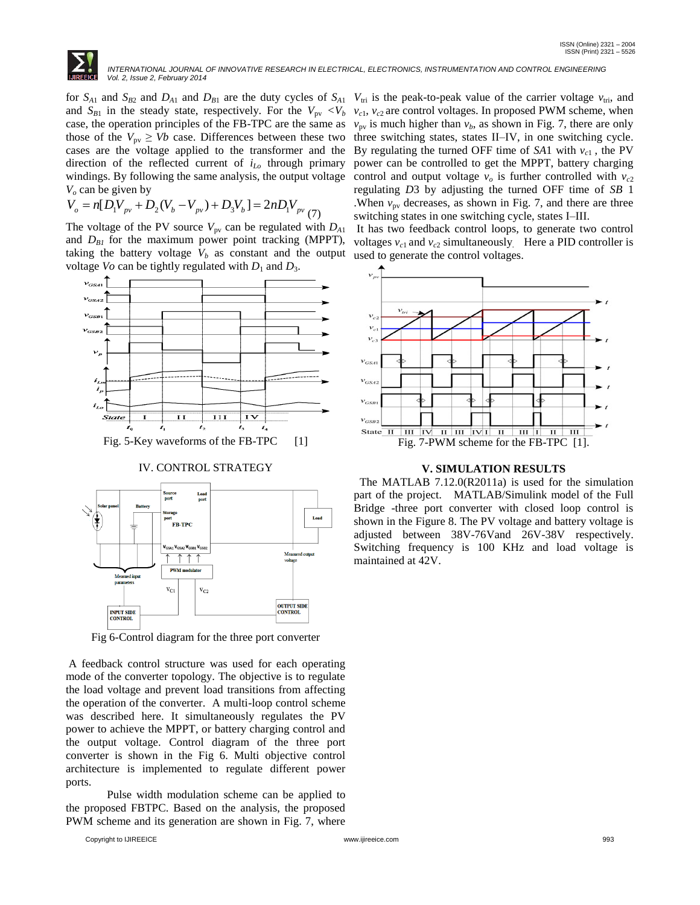for $S_{A1}$ and $S_{B2}$ and $D_{A1}$ and $D_{B1}$ are the duty cycles of $S_{A1}$ and $S_{B1}$ in the steady state, respectively. For the $V_{pv} < V_b$ case, the operation principles of the FB-TPC are the same as those of the $V_{pv} \geq Vb$ case. Differences between these two cases are the voltage applied to the transformer and the direction of the reflected current of $i_{Lo}$ through primary windings. By following the same analysis, the output voltage $V_o$ can be given by

$$V_o = n[D_1 V_{pv} + D_2(V_b - V_{pv}) + D_3 V_b] = 2nD_1 V_{pv} \quad (7)$$

The voltage of the PV source $V_{pv}$ can be regulated with $D_{A1}$ and $D_{B1}$ for the maximum power point tracking (MPPT), taking the battery voltage $V_b$ as constant and the output voltage $Vo$ can be tightly regulated with $D_1$ and $D_3$.

Fig. 5-Key waveforms of the FB-TPC [1]

## IV. CONTROL STRATEGY

Fig 6-Control diagram for the three port converter

A feedback control structure was used for each operating mode of the converter topology. The objective is to regulate the load voltage and prevent load transitions from affecting the operation of the converter. A multi-loop control scheme was described here. It simultaneously regulates the PV power to achieve the MPPT, or battery charging control and the output voltage. Control diagram of the three port converter is shown in the Fig 6. Multi objective control architecture is implemented to regulate different power ports.

Pulse width modulation scheme can be applied to the proposed FBTPC. Based on the analysis, the proposed PWM scheme and its generation are shown in Fig. 7, where $V_{tri}$ is the peak-to-peak value of the carrier voltage $v_{tri}$, and $v_{c1}$, $v_{c2}$ are control voltages. In proposed PWM scheme, when $v_{pv}$ is much higher than $v_b$, as shown in Fig. 7, there are only three switching states, states II–IV, in one switching cycle. By regulating the turned OFF time of $SA1$ with $v_{c1}$, the PV power can be controlled to get the MPPT, battery charging control and output voltage $v_o$ is further controlled with $v_{c2}$ regulating $D3$ by adjusting the turned OFF time of $SB$ 1 .When $v_{pv}$ decreases, as shown in Fig. 7, and there are three switching states in one switching cycle, states I–III.

It has two feedback control loops, to generate two control voltages $v_{c1}$ and $v_{c2}$ simultaneously. Here a PID controller is used to generate the control voltages.

Fig. 7-PWM scheme for the FB-TPC [1].

## V. SIMULATION RESULTS

The MATLAB 7.12.0(R2011a) is used for the simulation part of the project. MATLAB/Simulink model of the Full Bridge -three port converter with closed loop control is shown in the Figure 8. The PV voltage and battery voltage is adjusted between 38V-76Vand 26V-38V respectively. Switching frequency is 100 KHz and load voltage is maintained at 42V.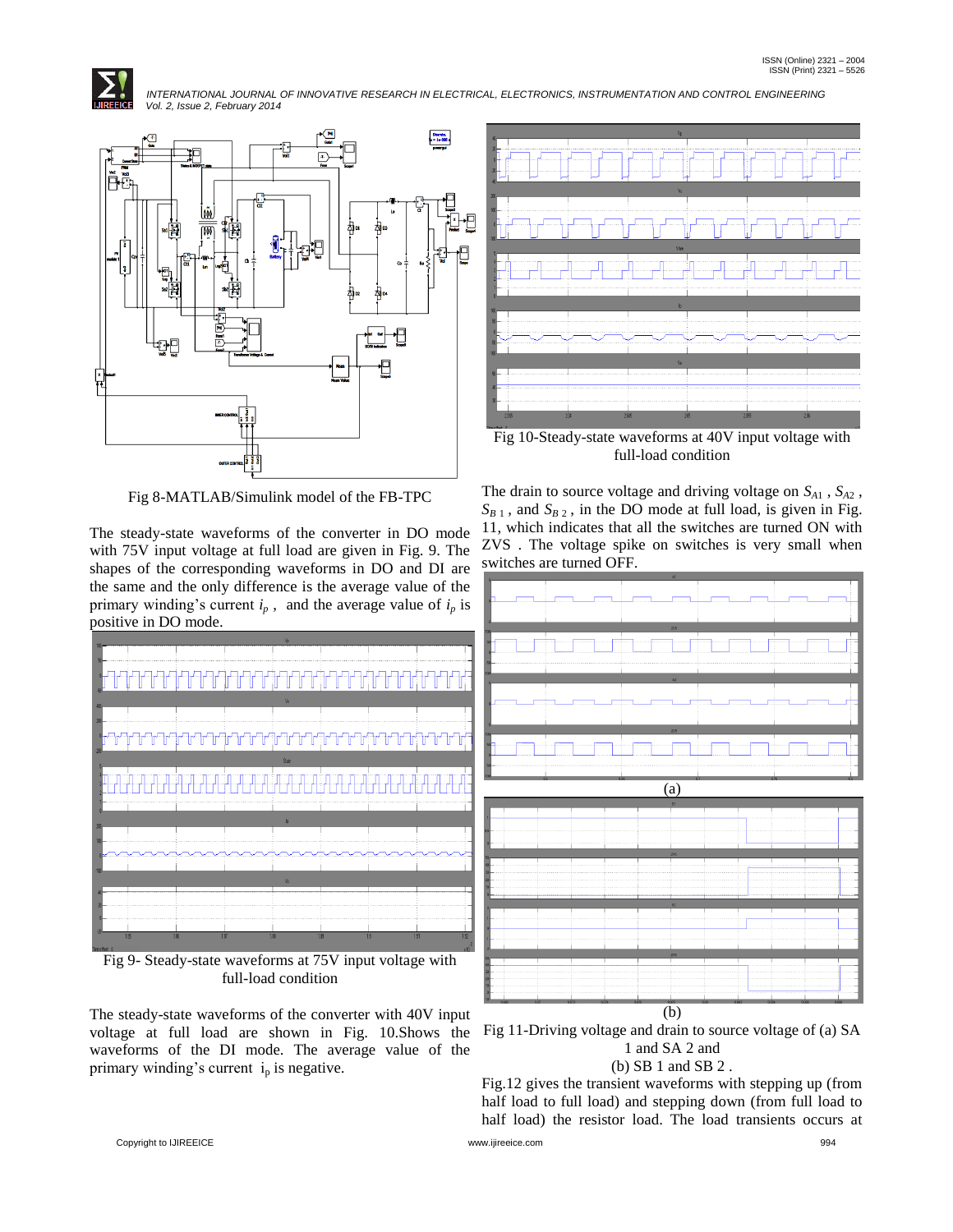Fig 8-MATLAB/Simulink model of the FB-TPC

The steady-state waveforms of the converter in DO mode with 75V input voltage at full load are given in Fig. 9. The shapes of the corresponding waveforms in DO and DI are the same and the only difference is the average value of the primary winding's current $i_p$, and the average value of $i_p$ is positive in DO mode.

Fig 9- Steady-state waveforms at 75V input voltage with full-load condition

The steady-state waveforms of the converter with 40V input voltage at full load are shown in Fig. 10.Shows the waveforms of the DI mode. The average value of the primary winding's current $i_p$ is negative.

Fig 10-Steady-state waveforms at 40V input voltage with full-load condition

The drain to source voltage and driving voltage on $S_{A1}$, $S_{A2}$, $S_{B1}$, and $S_{B2}$, in the DO mode at full load, is given in Fig. 11, which indicates that all the switches are turned ON with ZVS . The voltage spike on switches is very small when switches are turned OFF.

(a)

(b)

Fig 11-Driving voltage and drain to source voltage of (a) SA 1 and SA 2 and (b) SB 1 and SB 2 .

Fig.12 gives the transient waveforms with stepping up (from half load to full load) and stepping down (from full load to half load) the resistor load. The load transients occurs at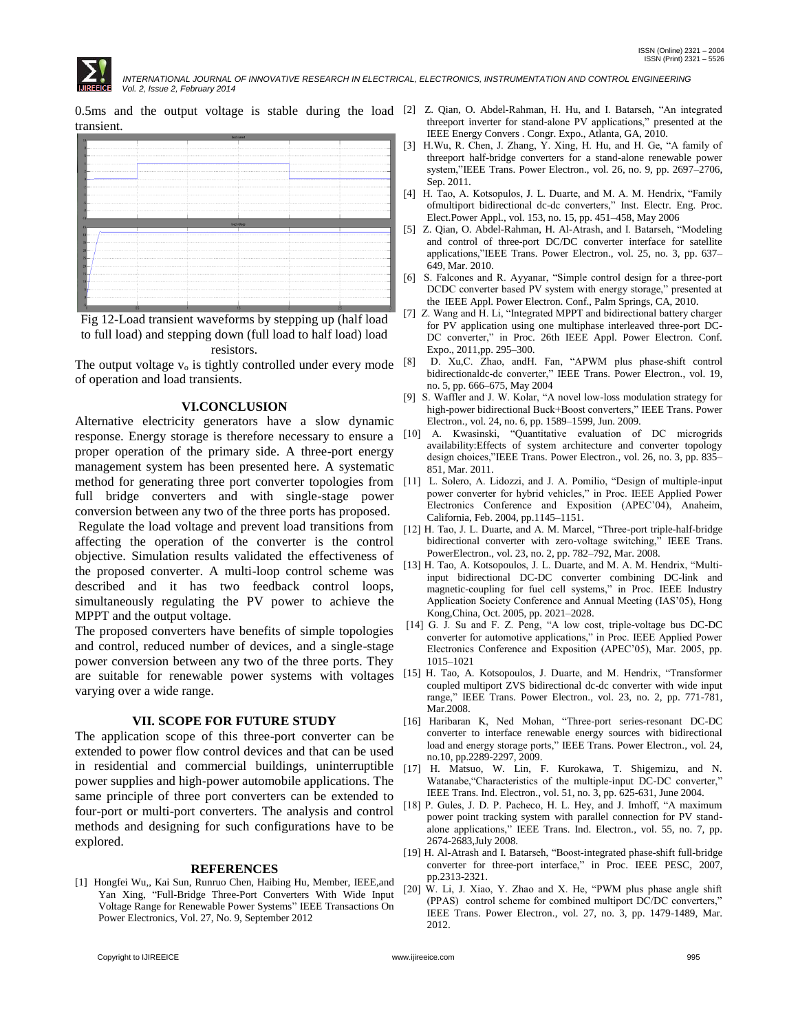0.5ms and the output voltage is stable during the load transient.

load current

load voltage

Fig 12-Load transient waveforms by stepping up (half load to full load) and stepping down (full load to half load) load resistors.

The output voltage $v_o$ is tightly controlled under every mode of operation and load transients.

## VI.CONCLUSION

Alternative electricity generators have a slow dynamic response. Energy storage is therefore necessary to ensure a proper operation of the primary side. A three-port energy management system has been presented here. A systematic method for generating three port converter topologies from full bridge converters and with single-stage power conversion between any two of the three ports has proposed. Regulate the load voltage and prevent load transitions from affecting the operation of the converter is the control objective. Simulation results validated the effectiveness of the proposed converter. A multi-loop control scheme was described and it has two feedback control loops, simultaneously regulating the PV power to achieve the MPPT and the output voltage.

The proposed converters have benefits of simple topologies and control, reduced number of devices, and a single-stage power conversion between any two of the three ports. They are suitable for renewable power systems with voltages varying over a wide range.

## VII. SCOPE FOR FUTURE STUDY

The application scope of this three-port converter can be extended to power flow control devices and that can be used in residential and commercial buildings, uninterruptible power supplies and high-power automobile applications. The same principle of three port converters can be extended to four-port or multi-port converters. The analysis and control methods and designing for such configurations have to be explored.

## REFERENCES

[1] Hongfei Wu,, Kai Sun, Runruo Chen, Haibing Hu, Member, IEEE,and Yan Xing, "Full-Bridge Three-Port Converters With Wide Input Voltage Range for Renewable Power Systems" IEEE Transactions On Power Electronics, Vol. 27, No. 9, September 2012

[2] Z. Qian, O. Abdel-Rahman, H. Hu, and I. Batarseh, "An integrated threeport inverter for stand-alone PV applications," presented at the IEEE Energy Convers . Congr. Expo., Atlanta, GA, 2010.

[3] H.Wu, R. Chen, J. Zhang, Y. Xing, H. Hu, and H. Ge, "A family of threeport half-bridge converters for a stand-alone renewable power system,"IEEE Trans. Power Electron., vol. 26, no. 9, pp. 2697–2706, Sep. 2011.

[4] H. Tao, A. Kotsopulos, J. L. Duarte, and M. A. M. Hendrix, "Family ofmultiport bidirectional dc-dc converters," Inst. Electr. Eng. Proc. Elect.Power Appl., vol. 153, no. 15, pp. 451–458, May 2006

[5] Z. Qian, O. Abdel-Rahman, H. Al-Atrash, and I. Batarseh, "Modeling and control of three-port DC/DC converter interface for satellite applications,"IEEE Trans. Power Electron., vol. 25, no. 3, pp. 637–649, Mar. 2010.

[6] S. Falcones and R. Ayyanar, "Simple control design for a three-port DCDC converter based PV system with energy storage," presented at the IEEE Appl. Power Electron. Conf., Palm Springs, CA, 2010.

[7] Z. Wang and H. Li, "Integrated MPPT and bidirectional battery charger for PV application using one multiphase interleaved three-port DC-DC converter," in Proc. 26th IEEE Appl. Power Electron. Conf. Expo., 2011,pp. 295–300.

[8] D. Xu,C. Zhao, andH. Fan, "APWM plus phase-shift control bidirectionaldc-dc converter," IEEE Trans. Power Electron., vol. 19, no. 5, pp. 666–675, May 2004

[9] S. Waffler and J. W. Kolar, "A novel low-loss modulation strategy for high-power bidirectional Buck+Boost converters," IEEE Trans. Power Electron., vol. 24, no. 6, pp. 1589–1599, Jun. 2009.

[10] A. Kwasinski, "Quantitative evaluation of DC microgrids availability:Effects of system architecture and converter topology design choices,"IEEE Trans. Power Electron., vol. 26, no. 3, pp. 835–851, Mar. 2011.

[11] L. Solero, A. Lidozzi, and J. A. Pomilio, "Design of multiple-input power converter for hybrid vehicles," in Proc. IEEE Applied Power Electronics Conference and Exposition (APEC'04), Anaheim, California, Feb. 2004, pp.1145–1151.

[12] H. Tao, J. L. Duarte, and A. M. Marcel, "Three-port triple-half-bridge bidirectional converter with zero-voltage switching," IEEE Trans. PowerElectron., vol. 23, no. 2, pp. 782–792, Mar. 2008.

[13] H. Tao, A. Kotsopoulos, J. L. Duarte, and M. A. M. Hendrix, "Multi-input bidirectional DC-DC converter combining DC-link and magnetic-coupling for fuel cell systems," in Proc. IEEE Industry Application Society Conference and Annual Meeting (IAS'05), Hong Kong,China, Oct. 2005, pp. 2021–2028.

[14] G. J. Su and F. Z. Peng, "A low cost, triple-voltage bus DC-DC converter for automotive applications," in Proc. IEEE Applied Power Electronics Conference and Exposition (APEC'05), Mar. 2005, pp. 1015–1021

[15] H. Tao, A. Kotsopoulos, J. Duarte, and M. Hendrix, "Transformer coupled multiport ZVS bidirectional dc-dc converter with wide input range," IEEE Trans. Power Electron., vol. 23, no. 2, pp. 771-781, Mar.2008.

[16] Haribaran K, Ned Mohan, "Three-port series-resonant DC-DC converter to interface renewable energy sources with bidirectional load and energy storage ports," IEEE Trans. Power Electron., vol. 24, no.10, pp.2289-2297, 2009.

[17] H. Matsuo, W. Lin, F. Kurokawa, T. Shigemizu, and N. Watanabe,"Characteristics of the multiple-input DC-DC converter," IEEE Trans. Ind. Electron., vol. 51, no. 3, pp. 625-631, June 2004.

[18] P. Gules, J. D. P. Pacheco, H. L. Hey, and J. Imhoff, "A maximum power point tracking system with parallel connection for PV stand-alone applications," IEEE Trans. Ind. Electron., vol. 55, no. 7, pp. 2674-2683,July 2008.

[19] H. Al-Atrash and I. Batarseh, "Boost-integrated phase-shift full-bridge converter for three-port interface," in Proc. IEEE PESC, 2007, pp.2313-2321.

[20] W. Li, J. Xiao, Y. Zhao and X. He, "PWM plus phase angle shift (PPAS) control scheme for combined multiport DC/DC converters," IEEE Trans. Power Electron., vol. 27, no. 3, pp. 1479-1489, Mar. 2012.